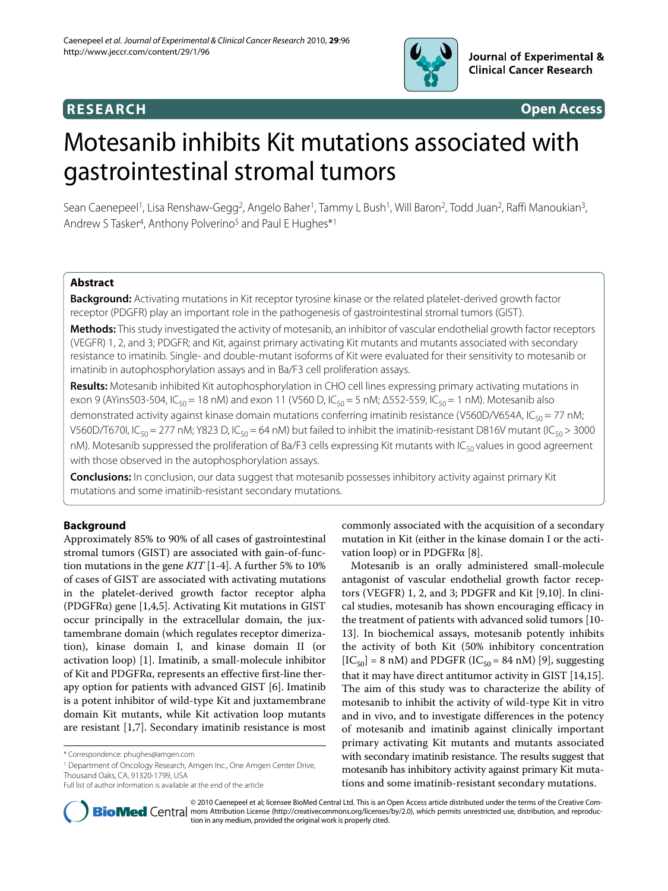RESEARCH | Open Access

# Motesanib inhibits Kit mutations associated with gastrointestinal stromal tumors

Sean Caenepeel[1], Lisa Renshaw-Gegg[2], Angelo Baher[1], Tammy L Bush[1], Will Baron[2], Todd Juan[2], Raffi Manoukian[3], Andrew S Tasker[4], Anthony Polverino[5] and Paul E Hughes*[1]

## Abstract

**Background:** Activating mutations in Kit receptor tyrosine kinase or the related platelet-derived growth factor receptor (PDGFR) play an important role in the pathogenesis of gastrointestinal stromal tumors (GIST).

**Methods:** This study investigated the activity of motesanib, an inhibitor of vascular endothelial growth factor receptors (VEGFR) 1, 2, and 3; PDGFR; and Kit, against primary activating Kit mutants and mutants associated with secondary resistance to imatinib. Single- and double-mutant isoforms of Kit were evaluated for their sensitivity to motesanib or imatinib in autophosphorylation assays and in Ba/F3 cell proliferation assays.

**Results:** Motesanib inhibited Kit autophosphorylation in CHO cell lines expressing primary activating mutations in exon 9 (AYins503-504, $IC_{50}$ = 18 nM) and exon 11 (V560 D, $IC_{50}$ = 5 nM; Δ552-559, $IC_{50}$ = 1 nM). Motesanib also demonstrated activity against kinase domain mutations conferring imatinib resistance (V560D/V654A, $IC_{50}$ = 77 nM; V560D/T670I, $IC_{50}$ = 277 nM; Y823 D, $IC_{50}$ = 64 nM) but failed to inhibit the imatinib-resistant D816V mutant ($IC_{50}$ > 3000 nM). Motesanib suppressed the proliferation of Ba/F3 cells expressing Kit mutants with $IC_{50}$ values in good agreement with those observed in the autophosphorylation assays.

**Conclusions:** In conclusion, our data suggest that motesanib possesses inhibitory activity against primary Kit mutations and some imatinib-resistant secondary mutations.

## Background

Approximately 85% to 90% of all cases of gastrointestinal stromal tumors (GIST) are associated with gain-of-function mutations in the gene *KIT* [1-4]. A further 5% to 10% of cases of GIST are associated with activating mutations in the platelet-derived growth factor receptor alpha (PDGFRα) gene [1,4,5]. Activating Kit mutations in GIST occur principally in the extracellular domain, the juxtamembrane domain (which regulates receptor dimerization), kinase domain I, and kinase domain II (or activation loop) [1]. Imatinib, a small-molecule inhibitor of Kit and PDGFRα, represents an effective first-line therapy option for patients with advanced GIST [6]. Imatinib is a potent inhibitor of wild-type Kit and juxtamembrane domain Kit mutants, while Kit activation loop mutants are resistant [1,7]. Secondary imatinib resistance is most commonly associated with the acquisition of a secondary mutation in Kit (either in the kinase domain I or the activation loop) or in PDGFRα [8].

Motesanib is an orally administered small-molecule antagonist of vascular endothelial growth factor receptors (VEGFR) 1, 2, and 3; PDGFR and Kit [9,10]. In clinical studies, motesanib has shown encouraging efficacy in the treatment of patients with advanced solid tumors [10-13]. In biochemical assays, motesanib potently inhibits the activity of both Kit (50% inhibitory concentration [$IC_{50}$] = 8 nM) and PDGFR ($IC_{50}$ = 84 nM) [9], suggesting that it may have direct antitumor activity in GIST [14,15]. The aim of this study was to characterize the ability of motesanib to inhibit the activity of wild-type Kit in vitro and in vivo, and to investigate differences in the potency of motesanib and imatinib against clinically important primary activating Kit mutants and mutants associated with secondary imatinib resistance. The results suggest that motesanib has inhibitory activity against primary Kit mutations and some imatinib-resistant secondary mutations.

\* Correspondence: phughes@amgen.com

[1] Department of Oncology Research, Amgen Inc., One Amgen Center Drive, Thousand Oaks, CA, 91320-1799, USA

Full list of author information is available at the end of the article

© 2010 Caenepeel et al; licensee BioMed Central Ltd. This is an Open Access article distributed under the terms of the Creative Commons Attribution License (http://creativecommons.org/licenses/by/2.0), which permits unrestricted use, distribution, and reproduction in any medium, provided the original work is properly cited.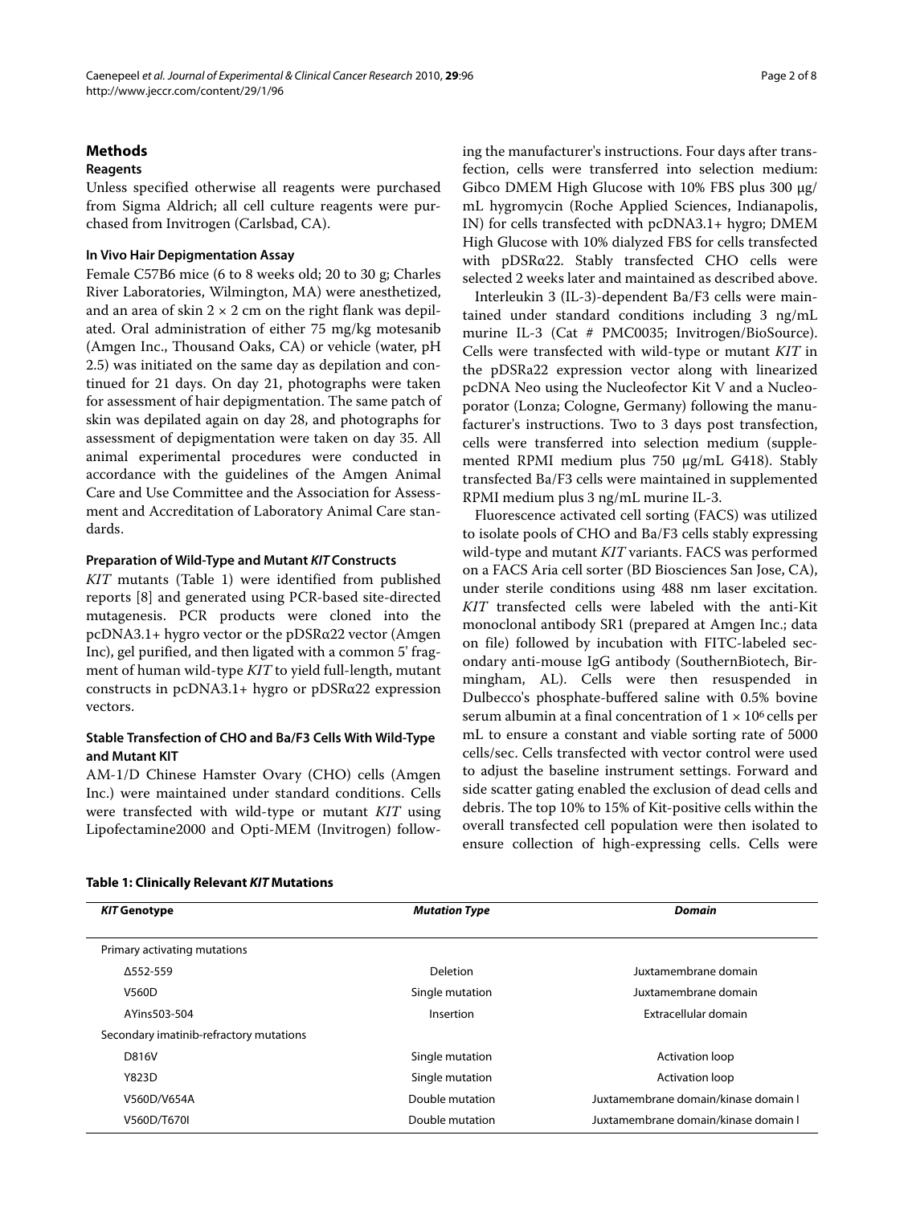## Methods

### Reagents

Unless specified otherwise all reagents were purchased from Sigma Aldrich; all cell culture reagents were purchased from Invitrogen (Carlsbad, CA).

### In Vivo Hair Depigmentation Assay

Female C57B6 mice (6 to 8 weeks old; 20 to 30 g; Charles River Laboratories, Wilmington, MA) were anesthetized, and an area of skin 2 × 2 cm on the right flank was depilated. Oral administration of either 75 mg/kg motesanib (Amgen Inc., Thousand Oaks, CA) or vehicle (water, pH 2.5) was initiated on the same day as depilation and continued for 21 days. On day 21, photographs were taken for assessment of hair depigmentation. The same patch of skin was depilated again on day 28, and photographs for assessment of depigmentation were taken on day 35. All animal experimental procedures were conducted in accordance with the guidelines of the Amgen Animal Care and Use Committee and the Association for Assessment and Accreditation of Laboratory Animal Care standards.

### Preparation of Wild-Type and Mutant *KIT* Constructs

*KIT* mutants (Table 1) were identified from published reports [8] and generated using PCR-based site-directed mutagenesis. PCR products were cloned into the pcDNA3.1+ hygro vector or the pDSRα22 vector (Amgen Inc), gel purified, and then ligated with a common 5' fragment of human wild-type *KIT* to yield full-length, mutant constructs in pcDNA3.1+ hygro or pDSRα22 expression vectors.

### Stable Transfection of CHO and Ba/F3 Cells With Wild-Type and Mutant KIT

AM-1/D Chinese Hamster Ovary (CHO) cells (Amgen Inc.) were maintained under standard conditions. Cells were transfected with wild-type or mutant *KIT* using Lipofectamine2000 and Opti-MEM (Invitrogen) following the manufacturer's instructions. Four days after transfection, cells were transferred into selection medium: Gibco DMEM High Glucose with 10% FBS plus 300 μg/mL hygromycin (Roche Applied Sciences, Indianapolis, IN) for cells transfected with pcDNA3.1+ hygro; DMEM High Glucose with 10% dialyzed FBS for cells transfected with pDSRα22. Stably transfected CHO cells were selected 2 weeks later and maintained as described above.

Interleukin 3 (IL-3)-dependent Ba/F3 cells were maintained under standard conditions including 3 ng/mL murine IL-3 (Cat # PMC0035; Invitrogen/BioSource). Cells were transfected with wild-type or mutant *KIT* in the pDSRa22 expression vector along with linearized pcDNA Neo using the Nucleofector Kit V and a Nucleoporator (Lonza; Cologne, Germany) following the manufacturer's instructions. Two to 3 days post transfection, cells were transferred into selection medium (supplemented RPMI medium plus 750 μg/mL G418). Stably transfected Ba/F3 cells were maintained in supplemented RPMI medium plus 3 ng/mL murine IL-3.

Fluorescence activated cell sorting (FACS) was utilized to isolate pools of CHO and Ba/F3 cells stably expressing wild-type and mutant *KIT* variants. FACS was performed on a FACS Aria cell sorter (BD Biosciences San Jose, CA), under sterile conditions using 488 nm laser excitation. *KIT* transfected cells were labeled with the anti-Kit monoclonal antibody SR1 (prepared at Amgen Inc.; data on file) followed by incubation with FITC-labeled secondary anti-mouse IgG antibody (SouthernBiotech, Birmingham, AL). Cells were then resuspended in Dulbecco's phosphate-buffered saline with 0.5% bovine serum albumin at a final concentration of $1 \times 10^6$ cells per mL to ensure a constant and viable sorting rate of 5000 cells/sec. Cells transfected with vector control were used to adjust the baseline instrument settings. Forward and side scatter gating enabled the exclusion of dead cells and debris. The top 10% to 15% of Kit-positive cells within the overall transfected cell population were then isolated to ensure collection of high-expressing cells. Cells were

**Table 1: Clinically Relevant *KIT* Mutations**

| *KIT* Genotype | Mutation Type | Domain |
|---|---|---|
| Primary activating mutations | | |
| Δ552-559 | Deletion | Juxtamembrane domain |
| V560D | Single mutation | Juxtamembrane domain |
| AYins503-504 | Insertion | Extracellular domain |
| Secondary imatinib-refractory mutations | | |
| D816V | Single mutation | Activation loop |
| Y823D | Single mutation | Activation loop |
| V560D/V654A | Double mutation | Juxtamembrane domain/kinase domain I |
| V560D/T670I | Double mutation | Juxtamembrane domain/kinase domain I |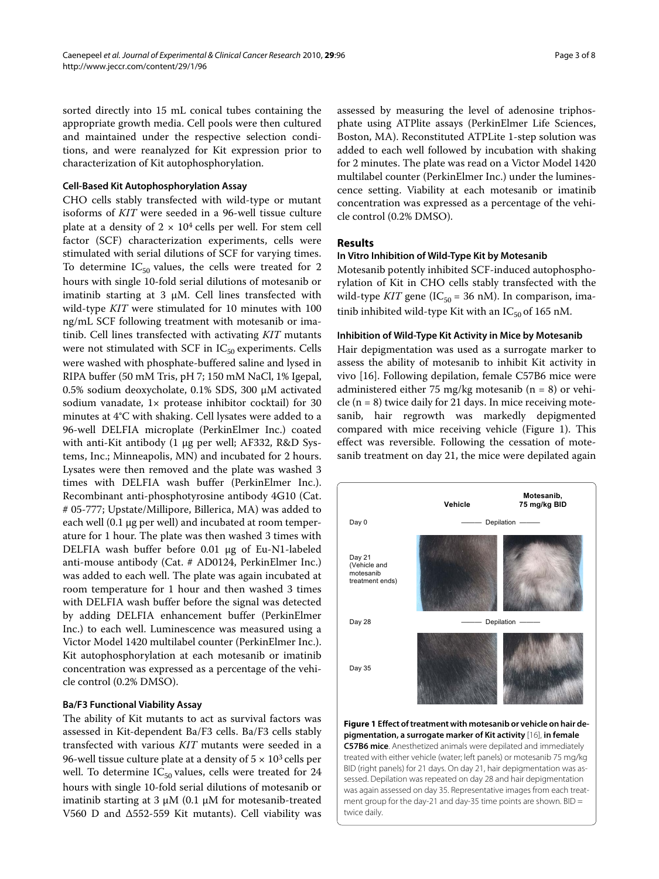sorted directly into 15 mL conical tubes containing the appropriate growth media. Cell pools were then cultured and maintained under the respective selection conditions, and were reanalyzed for Kit expression prior to characterization of Kit autophosphorylation.

### Cell-Based Kit Autophosphorylation Assay

CHO cells stably transfected with wild-type or mutant isoforms of *KIT* were seeded in a 96-well tissue culture plate at a density of $2 \times 10^4$ cells per well. For stem cell factor (SCF) characterization experiments, cells were stimulated with serial dilutions of SCF for varying times. To determine $IC_{50}$ values, the cells were treated for 2 hours with single 10-fold serial dilutions of motesanib or imatinib starting at 3 μM. Cell lines transfected with wild-type *KIT* were stimulated for 10 minutes with 100 ng/mL SCF following treatment with motesanib or imatinib. Cell lines transfected with activating *KIT* mutants were not stimulated with SCF in $IC_{50}$ experiments. Cells were washed with phosphate-buffered saline and lysed in RIPA buffer (50 mM Tris, pH 7; 150 mM NaCl, 1% Igepal, 0.5% sodium deoxycholate, 0.1% SDS, 300 μM activated sodium vanadate, 1× protease inhibitor cocktail) for 30 minutes at 4°C with shaking. Cell lysates were added to a 96-well DELFIA microplate (PerkinElmer Inc.) coated with anti-Kit antibody (1 μg per well; AF332, R&D Systems, Inc.; Minneapolis, MN) and incubated for 2 hours. Lysates were then removed and the plate was washed 3 times with DELFIA wash buffer (PerkinElmer Inc.). Recombinant anti-phosphotyrosine antibody 4G10 (Cat. # 05-777; Upstate/Millipore, Billerica, MA) was added to each well (0.1 μg per well) and incubated at room temperature for 1 hour. The plate was then washed 3 times with DELFIA wash buffer before 0.01 μg of Eu-N1-labeled anti-mouse antibody (Cat. # AD0124, PerkinElmer Inc.) was added to each well. The plate was again incubated at room temperature for 1 hour and then washed 3 times with DELFIA wash buffer before the signal was detected by adding DELFIA enhancement buffer (PerkinElmer Inc.) to each well. Luminescence was measured using a Victor Model 1420 multilabel counter (PerkinElmer Inc.). Kit autophosphorylation at each motesanib or imatinib concentration was expressed as a percentage of the vehicle control (0.2% DMSO).

### Ba/F3 Functional Viability Assay

The ability of Kit mutants to act as survival factors was assessed in Kit-dependent Ba/F3 cells. Ba/F3 cells stably transfected with various *KIT* mutants were seeded in a 96-well tissue culture plate at a density of $5 \times 10^3$ cells per well. To determine $IC_{50}$ values, cells were treated for 24 hours with single 10-fold serial dilutions of motesanib or imatinib starting at 3 μM (0.1 μM for motesanib-treated V560 D and Δ552-559 Kit mutants). Cell viability was assessed by measuring the level of adenosine triphosphate using ATPlite assays (PerkinElmer Life Sciences, Boston, MA). Reconstituted ATPLite 1-step solution was added to each well followed by incubation with shaking for 2 minutes. The plate was read on a Victor Model 1420 multilabel counter (PerkinElmer Inc.) under the luminescence setting. Viability at each motesanib or imatinib concentration was expressed as a percentage of the vehicle control (0.2% DMSO).

## Results

### In Vitro Inhibition of Wild-Type Kit by Motesanib

Motesanib potently inhibited SCF-induced autophosphorylation of Kit in CHO cells stably transfected with the wild-type *KIT* gene ($IC_{50}$ = 36 nM). In comparison, imatinib inhibited wild-type Kit with an $IC_{50}$ of 165 nM.

### Inhibition of Wild-Type Kit Activity in Mice by Motesanib

Hair depigmentation was used as a surrogate marker to assess the ability of motesanib to inhibit Kit activity in vivo [16]. Following depilation, female C57B6 mice were administered either 75 mg/kg motesanib (n = 8) or vehicle (n = 8) twice daily for 21 days. In mice receiving motesanib, hair regrowth was markedly depigmented compared with mice receiving vehicle (Figure 1). This effect was reversible. Following the cessation of motesanib treatment on day 21, the mice were depilated again

**Figure 1 Effect of treatment with motesanib or vehicle on hair depigmentation, a surrogate marker of Kit activity** [16], **in female C57B6 mice**. Anesthetized animals were depilated and immediately treated with either vehicle (water; left panels) or motesanib 75 mg/kg BID (right panels) for 21 days. On day 21, hair depigmentation was assessed. Depilation was repeated on day 28 and hair depigmentation was again assessed on day 35. Representative images from each treatment group for the day-21 and day-35 time points are shown. BID = twice daily.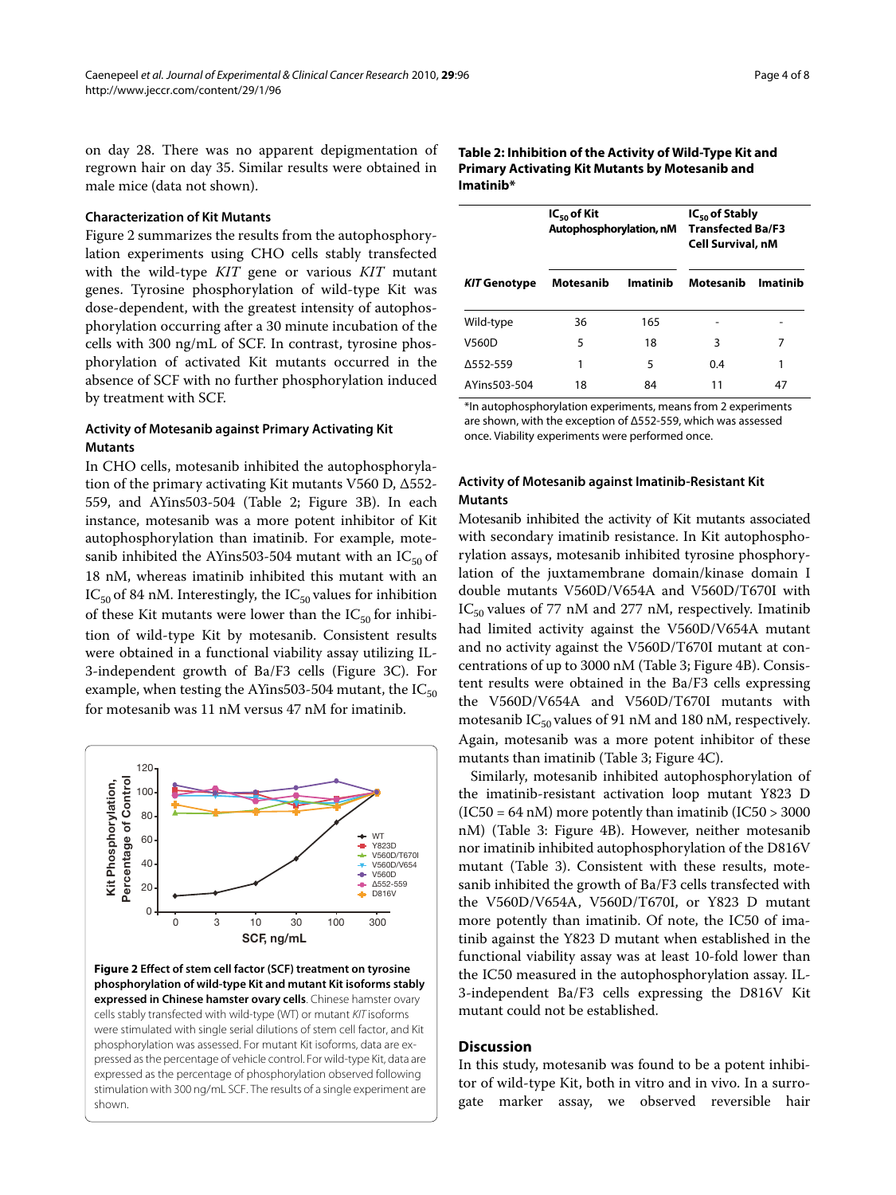on day 28. There was no apparent depigmentation of regrown hair on day 35. Similar results were obtained in male mice (data not shown).

### Characterization of Kit Mutants

Figure 2 summarizes the results from the autophosphorylation experiments using CHO cells stably transfected with the wild-type *KIT* gene or various *KIT* mutant genes. Tyrosine phosphorylation of wild-type Kit was dose-dependent, with the greatest intensity of autophosphorylation occurring after a 30 minute incubation of the cells with 300 ng/mL of SCF. In contrast, tyrosine phosphorylation of activated Kit mutants occurred in the absence of SCF with no further phosphorylation induced by treatment with SCF.

### Activity of Motesanib against Primary Activating Kit Mutants

In CHO cells, motesanib inhibited the autophosphorylation of the primary activating Kit mutants V560 D, Δ552-559, and AYins503-504 (Table 2; Figure 3B). In each instance, motesanib was a more potent inhibitor of Kit autophosphorylation than imatinib. For example, motesanib inhibited the AYins503-504 mutant with an $IC_{50}$ of 18 nM, whereas imatinib inhibited this mutant with an $IC_{50}$ of 84 nM. Interestingly, the $IC_{50}$ values for inhibition of these Kit mutants were lower than the $IC_{50}$ for inhibition of wild-type Kit by motesanib. Consistent results were obtained in a functional viability assay utilizing IL-3-independent growth of Ba/F3 cells (Figure 3C). For example, when testing the AYins503-504 mutant, the $IC_{50}$ for motesanib was 11 nM versus 47 nM for imatinib.

**Figure 2 Effect of stem cell factor (SCF) treatment on tyrosine phosphorylation of wild-type Kit and mutant Kit isoforms stably expressed in Chinese hamster ovary cells**. Chinese hamster ovary cells stably transfected with wild-type (WT) or mutant *KIT* isoforms were stimulated with single serial dilutions of stem cell factor, and Kit phosphorylation was assessed. For mutant Kit isoforms, data are expressed as the percentage of vehicle control. For wild-type Kit, data are expressed as the percentage of phosphorylation observed following stimulation with 300 ng/mL SCF. The results of a single experiment are shown.

**Table 2: Inhibition of the Activity of Wild-Type Kit and Primary Activating Kit Mutants by Motesanib and Imatinib***

| | $IC_{50}$ of Kit Autophosphorylation, nM | | $IC_{50}$ of Stably Transfected Ba/F3 Cell Survival, nM | |
|---|---|---|---|---|
| ***KIT* Genotype** | **Motesanib** | **Imatinib** | **Motesanib** | **Imatinib** |
| Wild-type | 36 | 165 | - | - |
| V560D | 5 | 18 | 3 | 7 |
| Δ552-559 | 1 | 5 | 0.4 | 1 |
| AYins503-504 | 18 | 84 | 11 | 47 |

*In autophosphorylation experiments, means from 2 experiments are shown, with the exception of Δ552-559, which was assessed once. Viability experiments were performed once.

### Activity of Motesanib against Imatinib-Resistant Kit Mutants

Motesanib inhibited the activity of Kit mutants associated with secondary imatinib resistance. In Kit autophosphorylation assays, motesanib inhibited tyrosine phosphorylation of the juxtamembrane domain/kinase domain I double mutants V560D/V654A and V560D/T670I with $IC_{50}$ values of 77 nM and 277 nM, respectively. Imatinib had limited activity against the V560D/V654A mutant and no activity against the V560D/T670I mutant at concentrations of up to 3000 nM (Table 3; Figure 4B). Consistent results were obtained in the Ba/F3 cells expressing the V560D/V654A and V560D/T670I mutants with motesanib $IC_{50}$ values of 91 nM and 180 nM, respectively. Again, motesanib was a more potent inhibitor of these mutants than imatinib (Table 3; Figure 4C).

Similarly, motesanib inhibited autophosphorylation of the imatinib-resistant activation loop mutant Y823 D (IC50 = 64 nM) more potently than imatinib (IC50 > 3000 nM) (Table 3: Figure 4B). However, neither motesanib nor imatinib inhibited autophosphorylation of the D816V mutant (Table 3). Consistent with these results, motesanib inhibited the growth of Ba/F3 cells transfected with the V560D/V654A, V560D/T670I, or Y823 D mutant more potently than imatinib. Of note, the IC50 of imatinib against the Y823 D mutant when established in the functional viability assay was at least 10-fold lower than the IC50 measured in the autophosphorylation assay. IL-3-independent Ba/F3 cells expressing the D816V Kit mutant could not be established.

## Discussion

In this study, motesanib was found to be a potent inhibitor of wild-type Kit, both in vitro and in vivo. In a surrogate marker assay, we observed reversible hair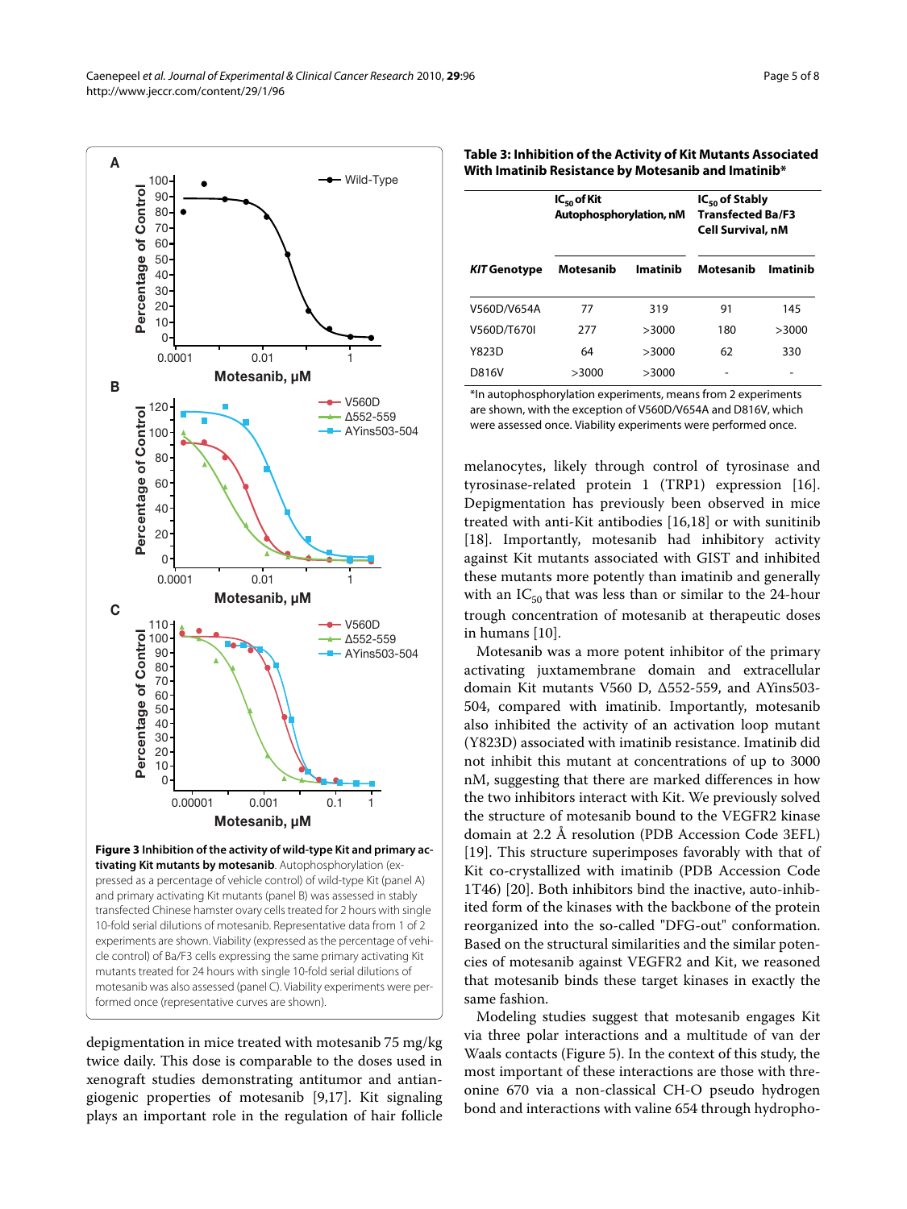**Figure 3 Inhibition of the activity of wild-type Kit and primary activating Kit mutants by motesanib**. Autophosphorylation (expressed as a percentage of vehicle control) of wild-type Kit (panel A) and primary activating Kit mutants (panel B) was assessed in stably transfected Chinese hamster ovary cells treated for 2 hours with single 10-fold serial dilutions of motesanib. Representative data from 1 of 2 experiments are shown. Viability (expressed as the percentage of vehicle control) of Ba/F3 cells expressing the same primary activating Kit mutants treated for 24 hours with single 10-fold serial dilutions of motesanib was also assessed (panel C). Viability experiments were performed once (representative curves are shown).

depigmentation in mice treated with motesanib 75 mg/kg twice daily. This dose is comparable to the doses used in xenograft studies demonstrating antitumor and antiangiogenic properties of motesanib [9,17]. Kit signaling plays an important role in the regulation of hair follicle melanocytes, likely through control of tyrosinase and tyrosinase-related protein 1 (TRP1) expression [16]. Depigmentation has previously been observed in mice treated with anti-Kit antibodies [16,18] or with sunitinib [18]. Importantly, motesanib had inhibitory activity against Kit mutants associated with GIST and inhibited these mutants more potently than imatinib and generally with an $IC_{50}$ that was less than or similar to the 24-hour trough concentration of motesanib at therapeutic doses in humans [10].

**Table 3: Inhibition of the Activity of Kit Mutants Associated With Imatinib Resistance by Motesanib and Imatinib***

| *KIT* Genotype | $IC_{50}$ of Kit Autophosphorylation, nM | | $IC_{50}$ of Stably Transfected Ba/F3 Cell Survival, nM | |
|---|---|---|---|---|
| | Motesanib | Imatinib | Motesanib | Imatinib |
| V560D/V654A | 77 | 319 | 91 | 145 |
| V560D/T670I | 277 | >3000 | 180 | >3000 |
| Y823D | 64 | >3000 | 62 | 330 |
| D816V | >3000 | >3000 | - | - |

*In autophosphorylation experiments, means from 2 experiments are shown, with the exception of V560D/V654A and D816V, which were assessed once. Viability experiments were performed once.

Motesanib was a more potent inhibitor of the primary activating juxtamembrane domain and extracellular domain Kit mutants V560 D, Δ552-559, and AYins503-504, compared with imatinib. Importantly, motesanib also inhibited the activity of an activation loop mutant (Y823D) associated with imatinib resistance. Imatinib did not inhibit this mutant at concentrations of up to 3000 nM, suggesting that there are marked differences in how the two inhibitors interact with Kit. We previously solved the structure of motesanib bound to the VEGFR2 kinase domain at 2.2 Å resolution (PDB Accession Code 3EFL) [19]. This structure superimposes favorably with that of Kit co-crystallized with imatinib (PDB Accession Code 1T46) [20]. Both inhibitors bind the inactive, auto-inhibited form of the kinases with the backbone of the protein reorganized into the so-called "DFG-out" conformation. Based on the structural similarities and the similar potencies of motesanib against VEGFR2 and Kit, we reasoned that motesanib binds these target kinases in exactly the same fashion.

Modeling studies suggest that motesanib engages Kit via three polar interactions and a multitude of van der Waals contacts (Figure 5). In the context of this study, the most important of these interactions are those with threonine 670 via a non-classical CH-O pseudo hydrogen bond and interactions with valine 654 through hydropho-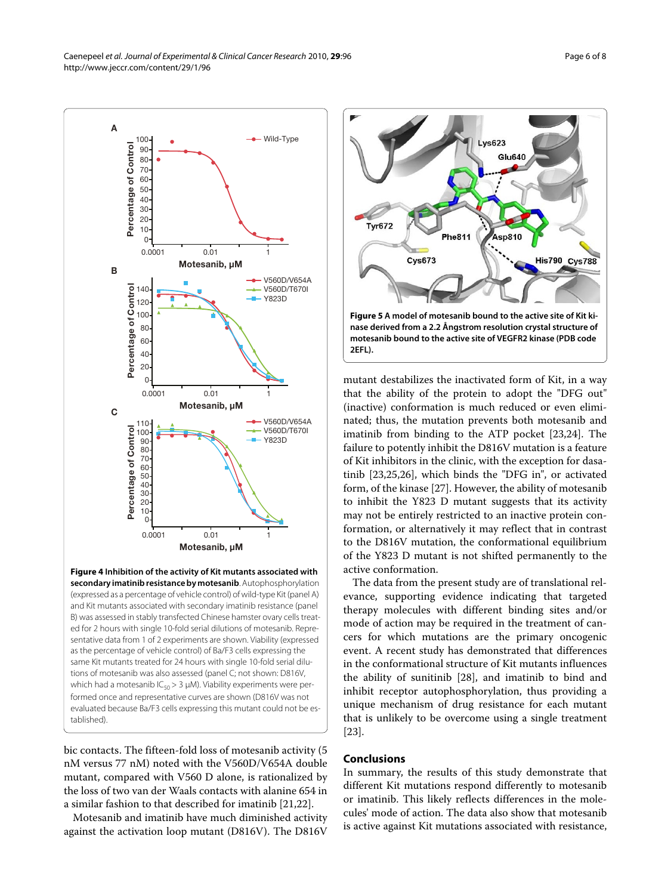**Figure 4 Inhibition of the activity of Kit mutants associated with secondary imatinib resistance by motesanib**. Autophosphorylation (expressed as a percentage of vehicle control) of wild-type Kit (panel A) and Kit mutants associated with secondary imatinib resistance (panel B) was assessed in stably transfected Chinese hamster ovary cells treated for 2 hours with single 10-fold serial dilutions of motesanib. Representative data from 1 of 2 experiments are shown. Viability (expressed as the percentage of vehicle control) of Ba/F3 cells expressing the same Kit mutants treated for 24 hours with single 10-fold serial dilutions of motesanib was also assessed (panel C; not shown: D816V, which had a motesanib $IC_{50} > 3$ μM). Viability experiments were performed once and representative curves are shown (D816V was not evaluated because Ba/F3 cells expressing this mutant could not be established).

**Figure 5 A model of motesanib bound to the active site of Kit kinase derived from a 2.2 Ångstrom resolution crystal structure of motesanib bound to the active site of VEGFR2 kinase (PDB code 2EFL).**

bic contacts. The fifteen-fold loss of motesanib activity (5 nM versus 77 nM) noted with the V560D/V654A double mutant, compared with V560 D alone, is rationalized by the loss of two van der Waals contacts with alanine 654 in a similar fashion to that described for imatinib [21,22].

Motesanib and imatinib have much diminished activity against the activation loop mutant (D816V). The D816V mutant destabilizes the inactivated form of Kit, in a way that the ability of the protein to adopt the "DFG out" (inactive) conformation is much reduced or even eliminated; thus, the mutation prevents both motesanib and imatinib from binding to the ATP pocket [23,24]. The failure to potently inhibit the D816V mutation is a feature of Kit inhibitors in the clinic, with the exception for dasatinib [23,25,26], which binds the "DFG in", or activated form, of the kinase [27]. However, the ability of motesanib to inhibit the Y823 D mutant suggests that its activity may not be entirely restricted to an inactive protein conformation, or alternatively it may reflect that in contrast to the D816V mutation, the conformational equilibrium of the Y823 D mutant is not shifted permanently to the active conformation.

The data from the present study are of translational relevance, supporting evidence indicating that targeted therapy molecules with different binding sites and/or mode of action may be required in the treatment of cancers for which mutations are the primary oncogenic event. A recent study has demonstrated that differences in the conformational structure of Kit mutants influences the ability of sunitinib [28], and imatinib to bind and inhibit receptor autophosphorylation, thus providing a unique mechanism of drug resistance for each mutant that is unlikely to be overcome using a single treatment [23].

## Conclusions

In summary, the results of this study demonstrate that different Kit mutations respond differently to motesanib or imatinib. This likely reflects differences in the molecules' mode of action. The data also show that motesanib is active against Kit mutations associated with resistance,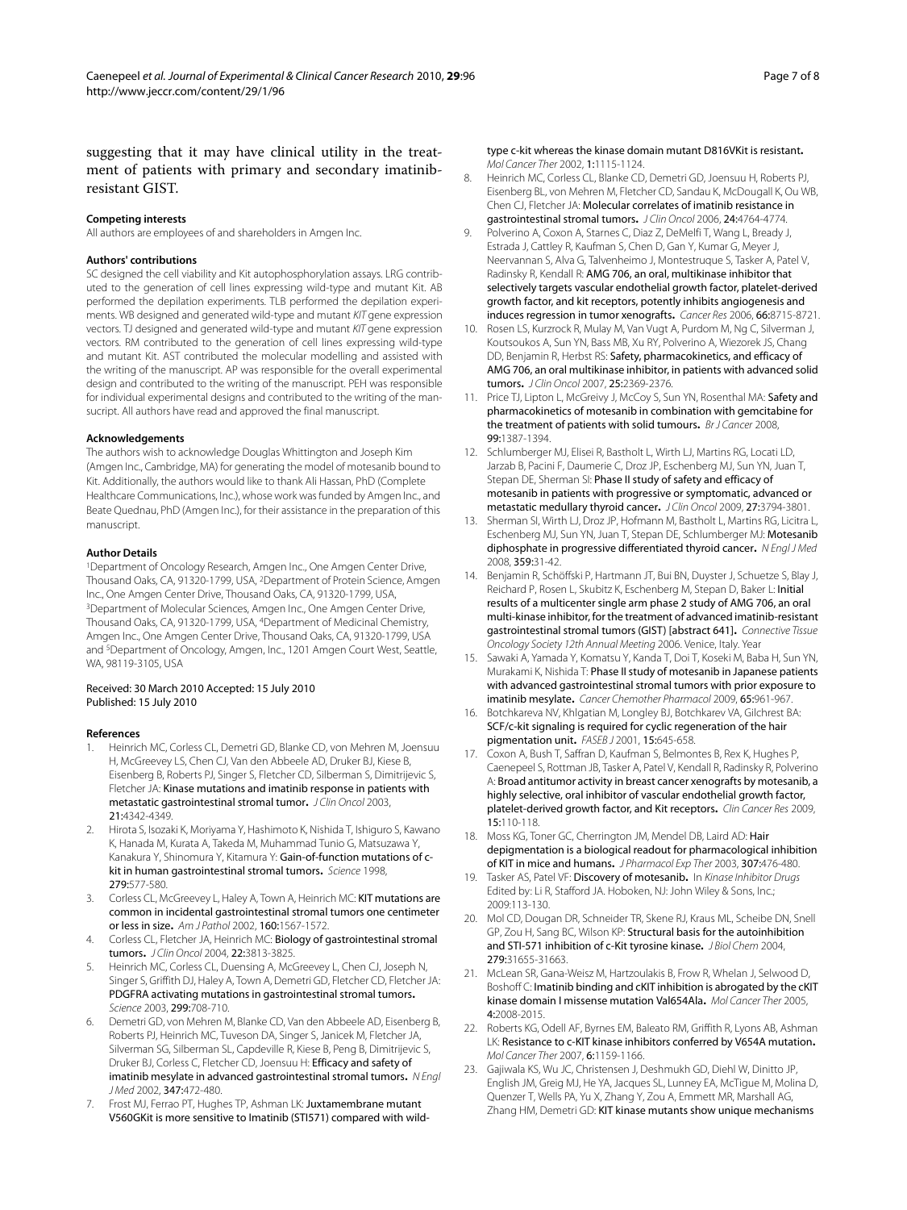suggesting that it may have clinical utility in the treatment of patients with primary and secondary imatinib-resistant GIST.

#### Competing interests

All authors are employees of and shareholders in Amgen Inc.

#### Authors' contributions

SC designed the cell viability and Kit autophosphorylation assays. LRG contributed to the generation of cell lines expressing wild-type and mutant Kit. AB performed the depilation experiments. TLB performed the depilation experiments. WB designed and generated wild-type and mutant *KIT* gene expression vectors. TJ designed and generated wild-type and mutant *KIT* gene expression vectors. RM contributed to the generation of cell lines expressing wild-type and mutant Kit. AST contributed the molecular modelling and assisted with the writing of the manuscript. AP was responsible for the overall experimental design and contributed to the writing of the manuscript. PEH was responsible for individual experimental designs and contributed to the writing of the mansucript. All authors have read and approved the final manuscript.

#### Acknowledgements

The authors wish to acknowledge Douglas Whittington and Joseph Kim (Amgen Inc., Cambridge, MA) for generating the model of motesanib bound to Kit. Additionally, the authors would like to thank Ali Hassan, PhD (Complete Healthcare Communications, Inc.), whose work was funded by Amgen Inc., and Beate Quednau, PhD (Amgen Inc.), for their assistance in the preparation of this manuscript.

#### Author Details

[1]Department of Oncology Research, Amgen Inc., One Amgen Center Drive, Thousand Oaks, CA, 91320-1799, USA, [2]Department of Protein Science, Amgen Inc., One Amgen Center Drive, Thousand Oaks, CA, 91320-1799, USA, [3]Department of Molecular Sciences, Amgen Inc., One Amgen Center Drive, Thousand Oaks, CA, 91320-1799, USA, [4]Department of Medicinal Chemistry, Amgen Inc., One Amgen Center Drive, Thousand Oaks, CA, 91320-1799, USA and [5]Department of Oncology, Amgen, Inc., 1201 Amgen Court West, Seattle, WA, 98119-3105, USA

Received: 30 March 2010 Accepted: 15 July 2010
Published: 15 July 2010

#### References

1. Heinrich MC, Corless CL, Demetri GD, Blanke CD, von Mehren M, Joensuu H, McGreevey LS, Chen CJ, Van den Abbeele AD, Druker BJ, Kiese B, Eisenberg B, Roberts PJ, Singer S, Fletcher CD, Silberman S, Dimitrijevic S, Fletcher JA: **Kinase mutations and imatinib response in patients with metastatic gastrointestinal stromal tumor.** *J Clin Oncol* 2003, **21:**4342-4349.
2. Hirota S, Isozaki K, Moriyama Y, Hashimoto K, Nishida T, Ishiguro S, Kawano H, Hanada M, Kurata A, Takeda M, Muhammad Tunio G, Matsuzawa Y, Kanakura Y, Shinomura Y, Kitamura Y: **Gain-of-function mutations of c-kit in human gastrointestinal stromal tumors.** *Science* 1998, **279:**577-580.
3. Corless CL, McGreevey L, Haley A, Town A, Heinrich MC: **KIT mutations are common in incidental gastrointestinal stromal tumors one centimeter or less in size.** *Am J Pathol* 2002, **160:**1567-1572.
4. Corless CL, Fletcher JA, Heinrich MC: **Biology of gastrointestinal stromal tumors.** *J Clin Oncol* 2004, **22:**3813-3825.
5. Heinrich MC, Corless CL, Duensing A, McGreevey L, Chen CJ, Joseph N, Singer S, Griffith DJ, Haley A, Town A, Demetri GD, Fletcher CD, Fletcher JA: **PDGFRA activating mutations in gastrointestinal stromal tumors.** *Science* 2003, **299:**708-710.
6. Demetri GD, von Mehren M, Blanke CD, Van den Abbeele AD, Eisenberg B, Roberts PJ, Heinrich MC, Tuveson DA, Singer S, Janicek M, Fletcher JA, Silverman SG, Silberman SL, Capdeville R, Kiese B, Peng B, Dimitrijevic S, Druker BJ, Corless C, Fletcher CD, Joensuu H: **Efficacy and safety of imatinib mesylate in advanced gastrointestinal stromal tumors.** *N Engl J Med* 2002, **347:**472-480.
7. Frost MJ, Ferrao PT, Hughes TP, Ashman LK: **Juxtamembrane mutant V560GKit is more sensitive to Imatinib (STI571) compared with wild-type c-kit whereas the kinase domain mutant D816VKit is resistant.** *Mol Cancer Ther* 2002, **1:**1115-1124.
8. Heinrich MC, Corless CL, Blanke CD, Demetri GD, Joensuu H, Roberts PJ, Eisenberg BL, von Mehren M, Fletcher CD, Sandau K, McDougall K, Ou WB, Chen CJ, Fletcher JA: **Molecular correlates of imatinib resistance in gastrointestinal stromal tumors.** *J Clin Oncol* 2006, **24:**4764-4774.
9. Polverino A, Coxon A, Starnes C, Diaz Z, DeMelfi T, Wang L, Bready J, Estrada J, Cattley R, Kaufman S, Chen D, Gan Y, Kumar G, Meyer J, Neervannan S, Alva G, Talvenheimo J, Montestruque S, Tasker A, Patel V, Radinsky R, Kendall R: **AMG 706, an oral, multikinase inhibitor that selectively targets vascular endothelial growth factor, platelet-derived growth factor, and kit receptors, potently inhibits angiogenesis and induces regression in tumor xenografts.** *Cancer Res* 2006, **66:**8715-8721.
10. Rosen LS, Kurzrock R, Mulay M, Van Vugt A, Purdom M, Ng C, Silverman J, Koutsoukos A, Sun YN, Bass MB, Xu RY, Polverino A, Wiezorek JS, Chang DD, Benjamin R, Herbst RS: **Safety, pharmacokinetics, and efficacy of AMG 706, an oral multikinase inhibitor, in patients with advanced solid tumors.** *J Clin Oncol* 2007, **25:**2369-2376.
11. Price TJ, Lipton L, McGreivy J, McCoy S, Sun YN, Rosenthal MA: **Safety and pharmacokinetics of motesanib in combination with gemcitabine for the treatment of patients with solid tumours.** *Br J Cancer* 2008, **99:**1387-1394.
12. Schlumberger MJ, Elisei R, Bastholt L, Wirth LJ, Martins RG, Locati LD, Jarzab B, Pacini F, Daumerie C, Droz JP, Eschenberg MJ, Sun YN, Juan T, Stepan DE, Sherman SI: **Phase II study of safety and efficacy of motesanib in patients with progressive or symptomatic, advanced or metastatic medullary thyroid cancer.** *J Clin Oncol* 2009, **27:**3794-3801.
13. Sherman SI, Wirth LJ, Droz JP, Hofmann M, Bastholt L, Martins RG, Licitra L, Eschenberg MJ, Sun YN, Juan T, Stepan DE, Schlumberger MJ: **Motesanib diphosphate in progressive differentiated thyroid cancer.** *N Engl J Med* 2008, **359:**31-42.
14. Benjamin R, Schöffski P, Hartmann JT, Bui BN, Duyster J, Schuetze S, Blay J, Reichard P, Rosen L, Skubitz K, Eschenberg M, Stepan D, Baker L: **Initial results of a multicenter single arm phase 2 study of AMG 706, an oral multi-kinase inhibitor, for the treatment of advanced imatinib-resistant gastrointestinal stromal tumors (GIST) [abstract 641].** *Connective Tissue Oncology Society 12th Annual Meeting* 2006. Venice, Italy. Year
15. Sawaki A, Yamada Y, Komatsu Y, Kanda T, Doi T, Koseki M, Baba H, Sun YN, Murakami K, Nishida T: **Phase II study of motesanib in Japanese patients with advanced gastrointestinal stromal tumors with prior exposure to imatinib mesylate.** *Cancer Chemother Pharmacol* 2009, **65:**961-967.
16. Botchkareva NV, Khlgatian M, Longley BJ, Botchkarev VA, Gilchrest BA: **SCF/c-kit signaling is required for cyclic regeneration of the hair pigmentation unit.** *FASEB J* 2001, **15:**645-658.
17. Coxon A, Bush T, Saffran D, Kaufman S, Belmontes B, Rex K, Hughes P, Caenepeel S, Rottman JB, Tasker A, Patel V, Kendall R, Radinsky R, Polverino A: **Broad antitumor activity in breast cancer xenografts by motesanib, a highly selective, oral inhibitor of vascular endothelial growth factor, platelet-derived growth factor, and Kit receptors.** *Clin Cancer Res* 2009, **15:**110-118.
18. Moss KG, Toner GC, Cherrington JM, Mendel DB, Laird AD: **Hair depigmentation is a biological readout for pharmacological inhibition of KIT in mice and humans.** *J Pharmacol Exp Ther* 2003, **307:**476-480.
19. Tasker AS, Patel VF: **Discovery of motesanib.** In *Kinase Inhibitor Drugs* Edited by: Li R, Stafford JA. Hoboken, NJ: John Wiley & Sons, Inc.; 2009:113-130.
20. Mol CD, Dougan DR, Schneider TR, Skene RJ, Kraus ML, Scheibe DN, Snell GP, Zou H, Sang BC, Wilson KP: **Structural basis for the autoinhibition and STI-571 inhibition of c-Kit tyrosine kinase.** *J Biol Chem* 2004, **279:**31655-31663.
21. McLean SR, Gana-Weisz M, Hartzoulakis B, Frow R, Whelan J, Selwood D, Boshoff C: **Imatinib binding and cKIT inhibition is abrogated by the cKIT kinase domain I missense mutation Val654Ala.** *Mol Cancer Ther* 2005, **4:**2008-2015.
22. Roberts KG, Odell AF, Byrnes EM, Baleato RM, Griffith R, Lyons AB, Ashman LK: **Resistance to c-KIT kinase inhibitors conferred by V654A mutation.** *Mol Cancer Ther* 2007, **6:**1159-1166.
23. Gajiwala KS, Wu JC, Christensen J, Deshmukh GD, Diehl W, Dinitto JP, English JM, Greig MJ, He YA, Jacques SL, Lunney EA, McTigue M, Molina D, Quenzer T, Wells PA, Yu X, Zhang Y, Zou A, Emmett MR, Marshall AG, Zhang HM, Demetri GD: **KIT kinase mutants show unique mechanisms**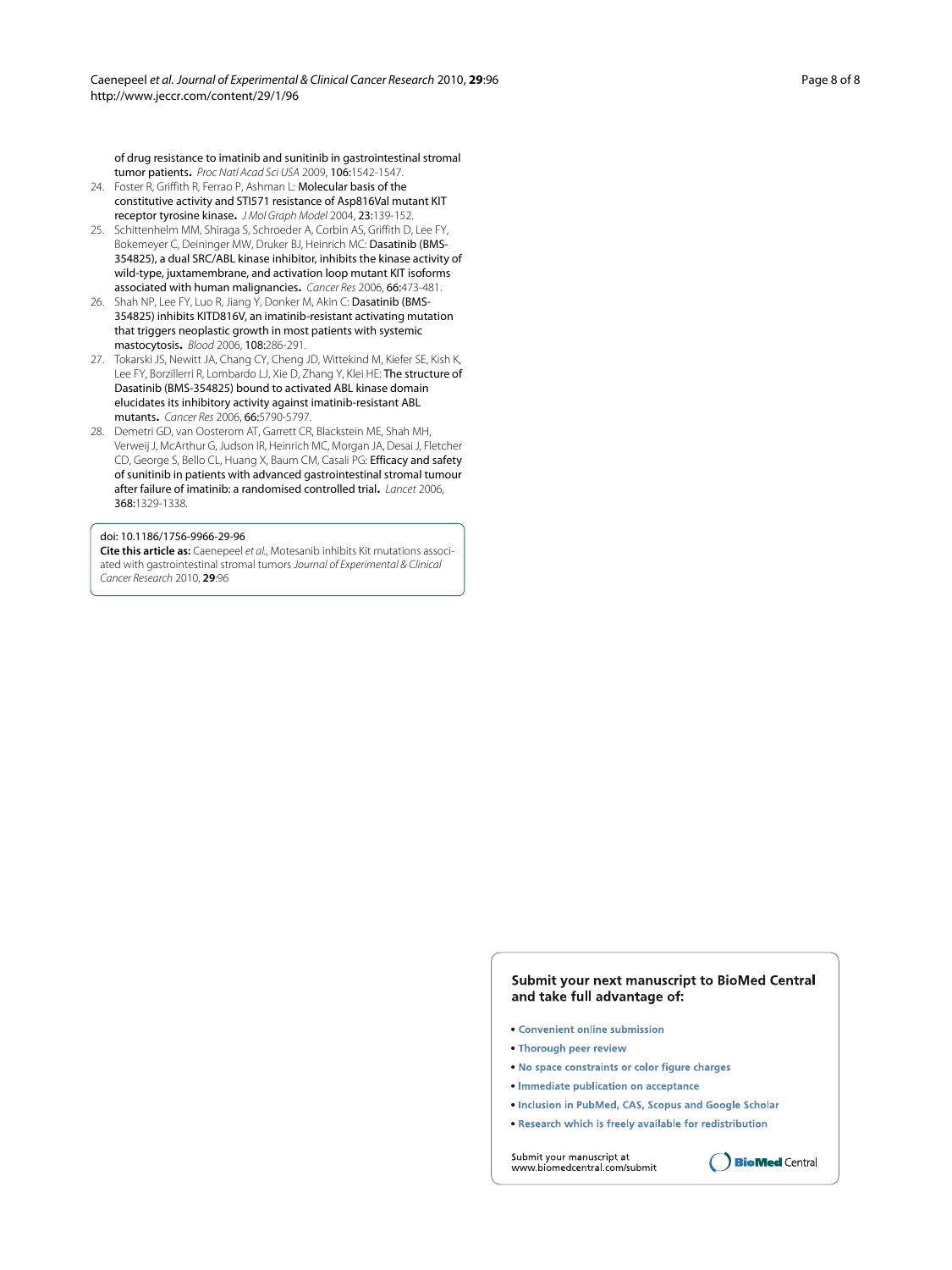of drug resistance to imatinib and sunitinib in gastrointestinal stromal tumor patients. *Proc Natl Acad Sci USA* 2009, **106**:1542-1547.

24. Foster R, Griffith R, Ferrao P, Ashman L: **Molecular basis of the constitutive activity and STI571 resistance of Asp816Val mutant KIT receptor tyrosine kinase.** *J Mol Graph Model* 2004, **23**:139-152.
25. Schittenhelm MM, Shiraga S, Schroeder A, Corbin AS, Griffith D, Lee FY, Bokemeyer C, Deininger MW, Druker BJ, Heinrich MC: **Dasatinib (BMS-354825), a dual SRC/ABL kinase inhibitor, inhibits the kinase activity of wild-type, juxtamembrane, and activation loop mutant KIT isoforms associated with human malignancies.** *Cancer Res* 2006, **66**:473-481.
26. Shah NP, Lee FY, Luo R, Jiang Y, Donker M, Akin C: **Dasatinib (BMS-354825) inhibits KITD816V, an imatinib-resistant activating mutation that triggers neoplastic growth in most patients with systemic mastocytosis.** *Blood* 2006, **108**:286-291.
27. Tokarski JS, Newitt JA, Chang CY, Cheng JD, Wittekind M, Kiefer SE, Kish K, Lee FY, Borzillerri R, Lombardo LJ, Xie D, Zhang Y, Klei HE: **The structure of Dasatinib (BMS-354825) bound to activated ABL kinase domain elucidates its inhibitory activity against imatinib-resistant ABL mutants.** *Cancer Res* 2006, **66**:5790-5797.
28. Demetri GD, van Oosterom AT, Garrett CR, Blackstein ME, Shah MH, Verweij J, McArthur G, Judson IR, Heinrich MC, Morgan JA, Desai J, Fletcher CD, George S, Bello CL, Huang X, Baum CM, Casali PG: **Efficacy and safety of sunitinib in patients with advanced gastrointestinal stromal tumour after failure of imatinib: a randomised controlled trial.** *Lancet* 2006, **368**:1329-1338.

doi: 10.1186/1756-9966-29-96

**Cite this article as:** Caenepeel *et al.*, Motesanib inhibits Kit mutations associated with gastrointestinal stromal tumors *Journal of Experimental & Clinical Cancer Research* 2010, **29**:96

**Submit your next manuscript to BioMed Central and take full advantage of:**

- Convenient online submission
- Thorough peer review
- No space constraints or color figure charges
- Immediate publication on acceptance
- Inclusion in PubMed, CAS, Scopus and Google Scholar
- Research which is freely available for redistribution

Submit your manuscript at www.biomedcentral.com/submit

BioMed Central